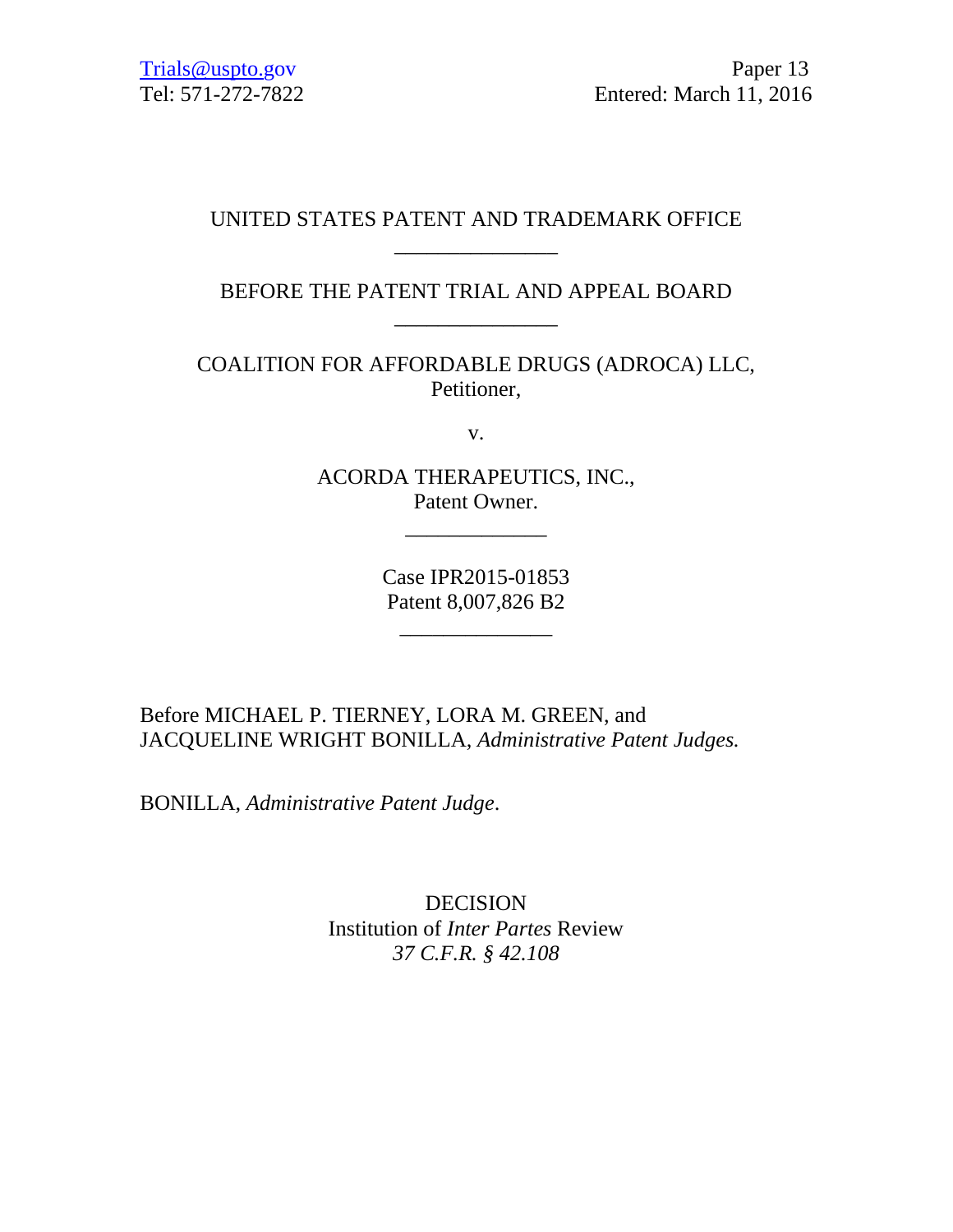Trials@uspto.gov
Tel: 571-272-7822

Paper 13
Entered: March 11, 2016

UNITED STATES PATENT AND TRADEMARK OFFICE

______________

BEFORE THE PATENT TRIAL AND APPEAL BOARD

______________

COALITION FOR AFFORDABLE DRUGS (ADROCA) LLC,
Petitioner,

v.

ACORDA THERAPEUTICS, INC.,
Patent Owner.

____________

Case IPR2015-01853
Patent 8,007,826 B2

_____________

Before MICHAEL P. TIERNEY, LORA M. GREEN, and JACQUELINE WRIGHT BONILLA, *Administrative Patent Judges.*

BONILLA, *Administrative Patent Judge*.

DECISION
Institution of *Inter Partes* Review
*37 C.F.R. § 42.108*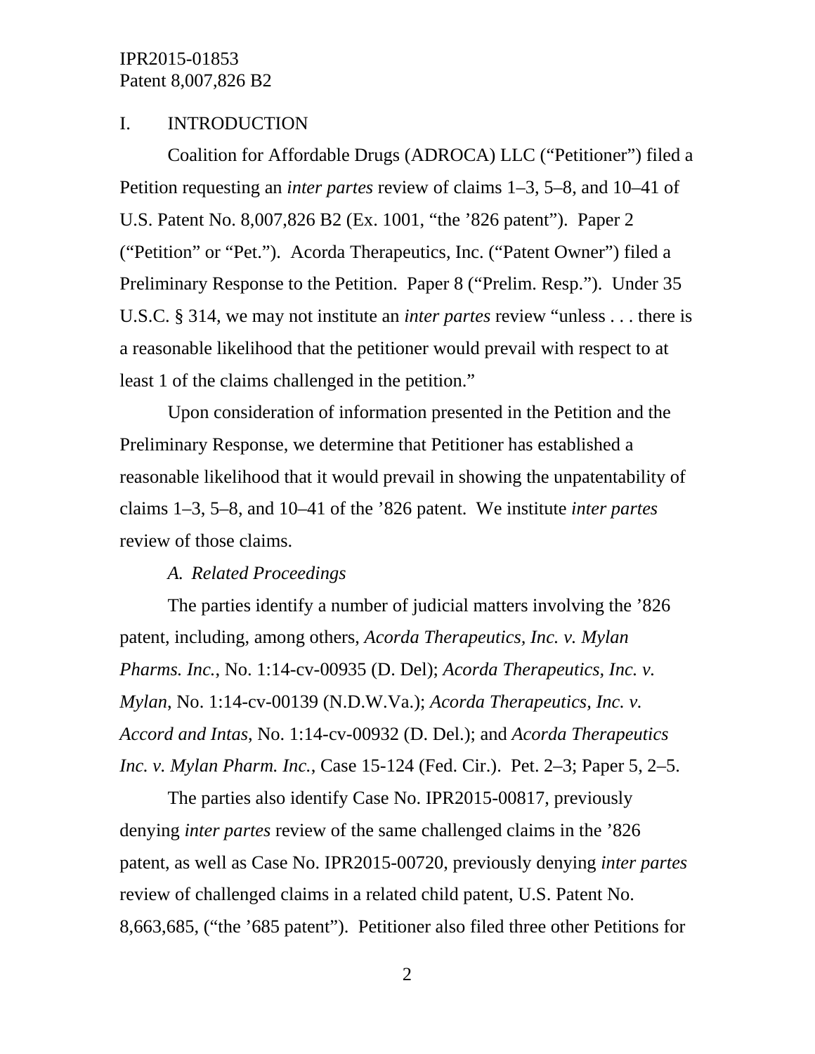## I. INTRODUCTION

Coalition for Affordable Drugs (ADROCA) LLC ("Petitioner") filed a Petition requesting an *inter partes* review of claims 1–3, 5–8, and 10–41 of U.S. Patent No. 8,007,826 B2 (Ex. 1001, "the '826 patent"). Paper 2 ("Petition" or "Pet."). Acorda Therapeutics, Inc. ("Patent Owner") filed a Preliminary Response to the Petition. Paper 8 ("Prelim. Resp."). Under 35 U.S.C. § 314, we may not institute an *inter partes* review "unless . . . there is a reasonable likelihood that the petitioner would prevail with respect to at least 1 of the claims challenged in the petition."

Upon consideration of information presented in the Petition and the Preliminary Response, we determine that Petitioner has established a reasonable likelihood that it would prevail in showing the unpatentability of claims 1–3, 5–8, and 10–41 of the '826 patent. We institute *inter partes* review of those claims.

### *A. Related Proceedings*

The parties identify a number of judicial matters involving the '826 patent, including, among others, *Acorda Therapeutics, Inc. v. Mylan Pharms. Inc.*, No. 1:14-cv-00935 (D. Del); *Acorda Therapeutics, Inc. v. Mylan*, No. 1:14-cv-00139 (N.D.W.Va.); *Acorda Therapeutics, Inc. v. Accord and Intas*, No. 1:14-cv-00932 (D. Del.); and *Acorda Therapeutics Inc. v. Mylan Pharm. Inc.*, Case 15-124 (Fed. Cir.). Pet. 2–3; Paper 5, 2–5.

The parties also identify Case No. IPR2015-00817, previously denying *inter partes* review of the same challenged claims in the '826 patent, as well as Case No. IPR2015-00720, previously denying *inter partes* review of challenged claims in a related child patent, U.S. Patent No. 8,663,685, ("the '685 patent"). Petitioner also filed three other Petitions for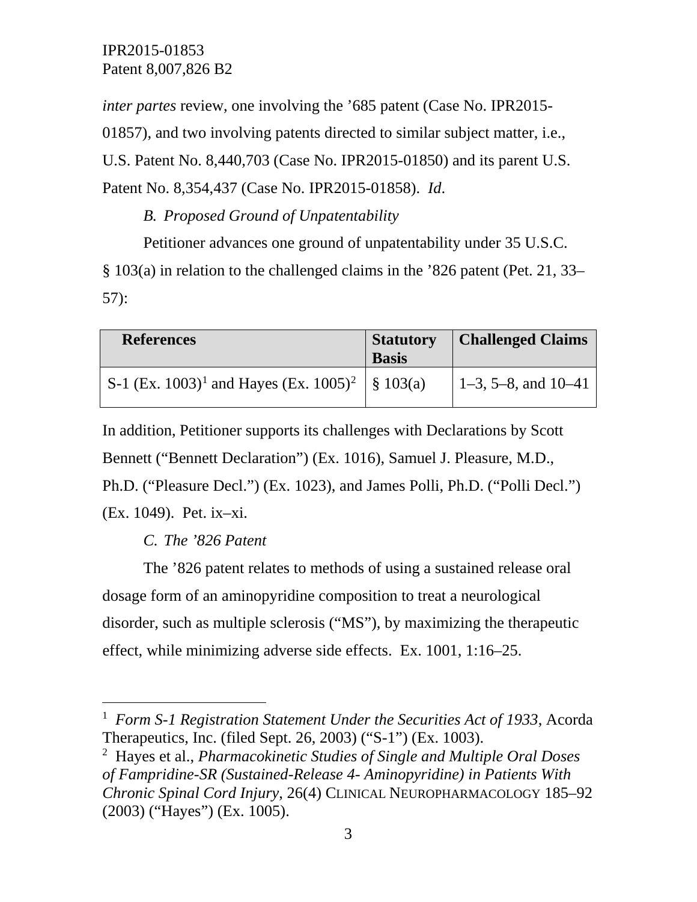*inter partes* review, one involving the ’685 patent (Case No. IPR2015-01857), and two involving patents directed to similar subject matter, i.e., U.S. Patent No. 8,440,703 (Case No. IPR2015-01850) and its parent U.S. Patent No. 8,354,437 (Case No. IPR2015-01858). *Id*.

*B. Proposed Ground of Unpatentability*

Petitioner advances one ground of unpatentability under 35 U.S.C. § 103(a) in relation to the challenged claims in the ’826 patent (Pet. 21, 33–57):

| References | Statutory Basis | Challenged Claims |
|---|---|---|
| S-1 (Ex. 1003)[1] and Hayes (Ex. 1005)[2] | § 103(a) | 1–3, 5–8, and 10–41 |

In addition, Petitioner supports its challenges with Declarations by Scott Bennett (“Bennett Declaration”) (Ex. 1016), Samuel J. Pleasure, M.D., Ph.D. (“Pleasure Decl.”) (Ex. 1023), and James Polli, Ph.D. (“Polli Decl.”) (Ex. 1049). Pet. ix–xi.

*C. The ’826 Patent*

The ’826 patent relates to methods of using a sustained release oral dosage form of an aminopyridine composition to treat a neurological disorder, such as multiple sclerosis (“MS”), by maximizing the therapeutic effect, while minimizing adverse side effects. Ex. 1001, 1:16–25.

---

[1] *Form S-1 Registration Statement Under the Securities Act of 1933*, Acorda Therapeutics, Inc. (filed Sept. 26, 2003) (“S-1”) (Ex. 1003).

[2] Hayes et al., *Pharmacokinetic Studies of Single and Multiple Oral Doses of Fampridine-SR (Sustained-Release 4- Aminopyridine) in Patients With Chronic Spinal Cord Injury*, 26(4) CLINICAL NEUROPHARMACOLOGY 185–92 (2003) (“Hayes”) (Ex. 1005).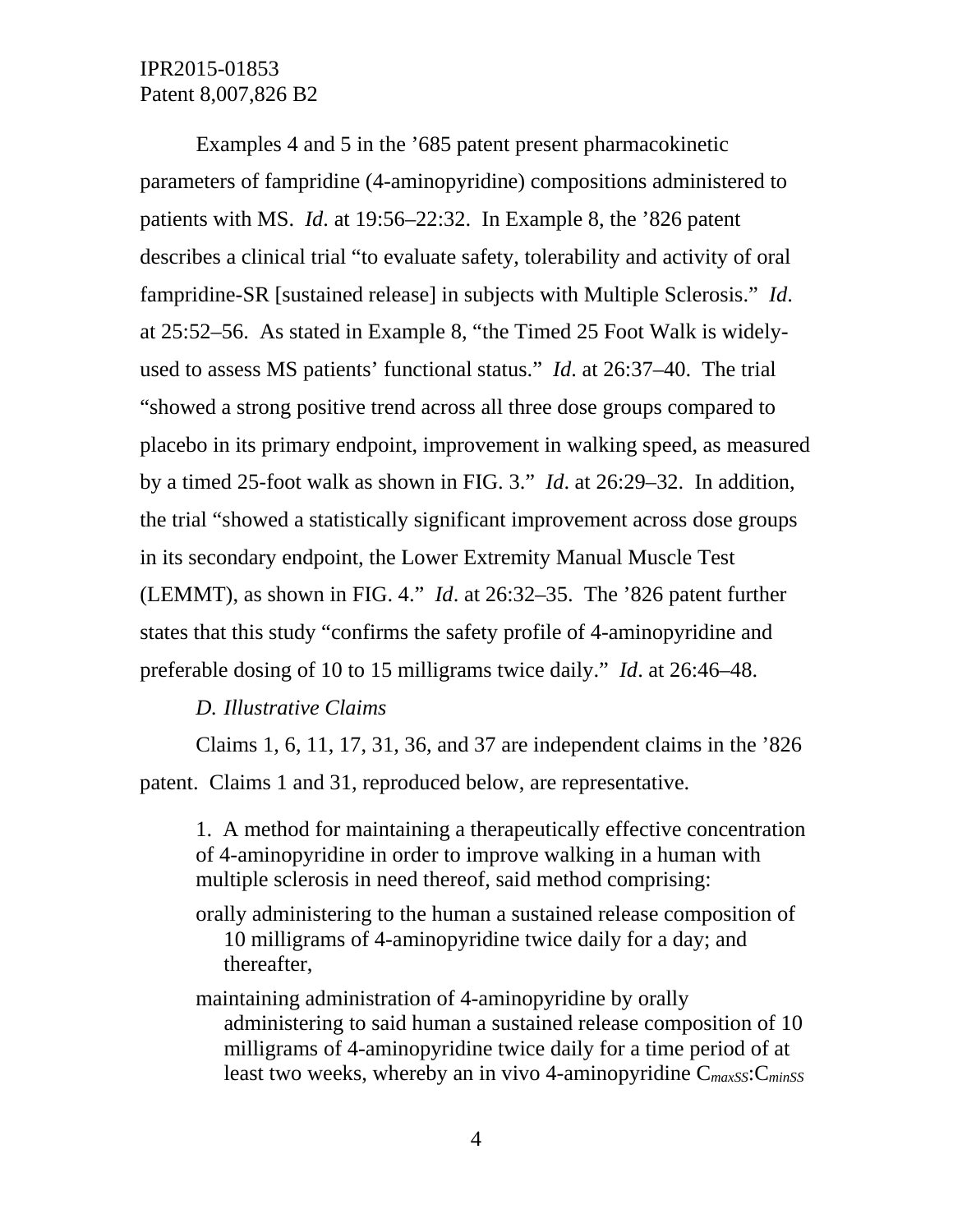Examples 4 and 5 in the ’685 patent present pharmacokinetic parameters of fampridine (4-aminopyridine) compositions administered to patients with MS. *Id*. at 19:56–22:32. In Example 8, the ’826 patent describes a clinical trial “to evaluate safety, tolerability and activity of oral fampridine-SR [sustained release] in subjects with Multiple Sclerosis.” *Id*. at 25:52–56. As stated in Example 8, “the Timed 25 Foot Walk is widely-used to assess MS patients’ functional status.” *Id*. at 26:37–40. The trial “showed a strong positive trend across all three dose groups compared to placebo in its primary endpoint, improvement in walking speed, as measured by a timed 25-foot walk as shown in FIG. 3.” *Id*. at 26:29–32. In addition, the trial “showed a statistically significant improvement across dose groups in its secondary endpoint, the Lower Extremity Manual Muscle Test (LEMMT), as shown in FIG. 4.” *Id*. at 26:32–35. The ’826 patent further states that this study “confirms the safety profile of 4-aminopyridine and preferable dosing of 10 to 15 milligrams twice daily.” *Id*. at 26:46–48.

### *D. Illustrative Claims*

Claims 1, 6, 11, 17, 31, 36, and 37 are independent claims in the ’826 patent. Claims 1 and 31, reproduced below, are representative.

> 1. A method for maintaining a therapeutically effective concentration of 4-aminopyridine in order to improve walking in a human with multiple sclerosis in need thereof, said method comprising:
>
> orally administering to the human a sustained release composition of 10 milligrams of 4-aminopyridine twice daily for a day; and thereafter,
>
> maintaining administration of 4-aminopyridine by orally administering to said human a sustained release composition of 10 milligrams of 4-aminopyridine twice daily for a time period of at least two weeks, whereby an in vivo 4-aminopyridine $C_{maxSS}$:$C_{minSS}$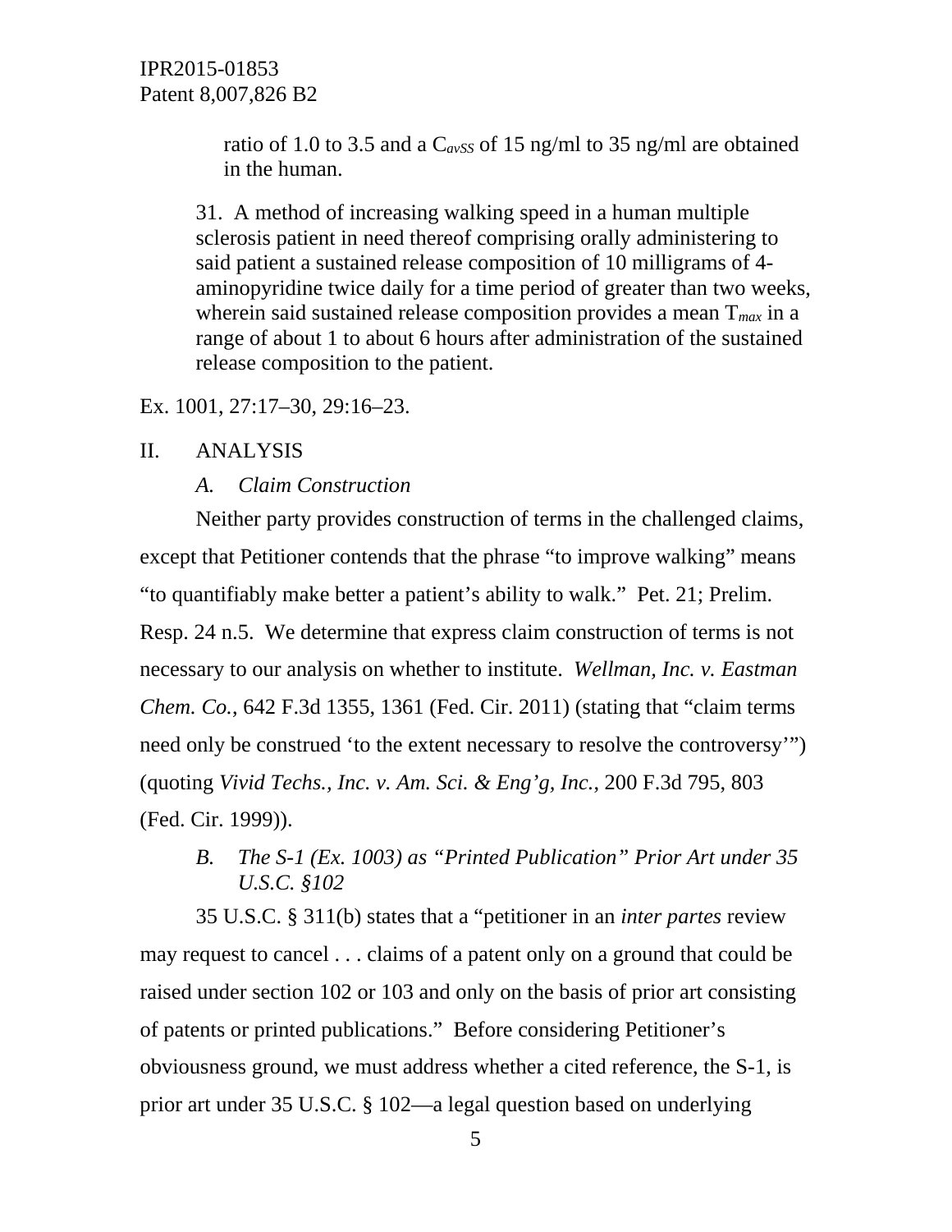ratio of 1.0 to 3.5 and a $C_{avSS}$ of 15 ng/ml to 35 ng/ml are obtained in the human.

> 31. A method of increasing walking speed in a human multiple sclerosis patient in need thereof comprising orally administering to said patient a sustained release composition of 10 milligrams of 4-aminopyridine twice daily for a time period of greater than two weeks, wherein said sustained release composition provides a mean $T_{max}$ in a range of about 1 to about 6 hours after administration of the sustained release composition to the patient.

Ex. 1001, 27:17–30, 29:16–23.

## II. ANALYSIS

### *A. Claim Construction*

Neither party provides construction of terms in the challenged claims, except that Petitioner contends that the phrase "to improve walking" means "to quantifiably make better a patient's ability to walk." Pet. 21; Prelim. Resp. 24 n.5. We determine that express claim construction of terms is not necessary to our analysis on whether to institute. *Wellman, Inc. v. Eastman Chem. Co.*, 642 F.3d 1355, 1361 (Fed. Cir. 2011) (stating that "claim terms need only be construed 'to the extent necessary to resolve the controversy'") (quoting *Vivid Techs., Inc. v. Am. Sci. & Eng'g, Inc.*, 200 F.3d 795, 803 (Fed. Cir. 1999)).

### *B. The S-1 (Ex. 1003) as "Printed Publication" Prior Art under 35 U.S.C. §102*

35 U.S.C. § 311(b) states that a "petitioner in an *inter partes* review may request to cancel . . . claims of a patent only on a ground that could be raised under section 102 or 103 and only on the basis of prior art consisting of patents or printed publications." Before considering Petitioner's obviousness ground, we must address whether a cited reference, the S-1, is prior art under 35 U.S.C. § 102—a legal question based on underlying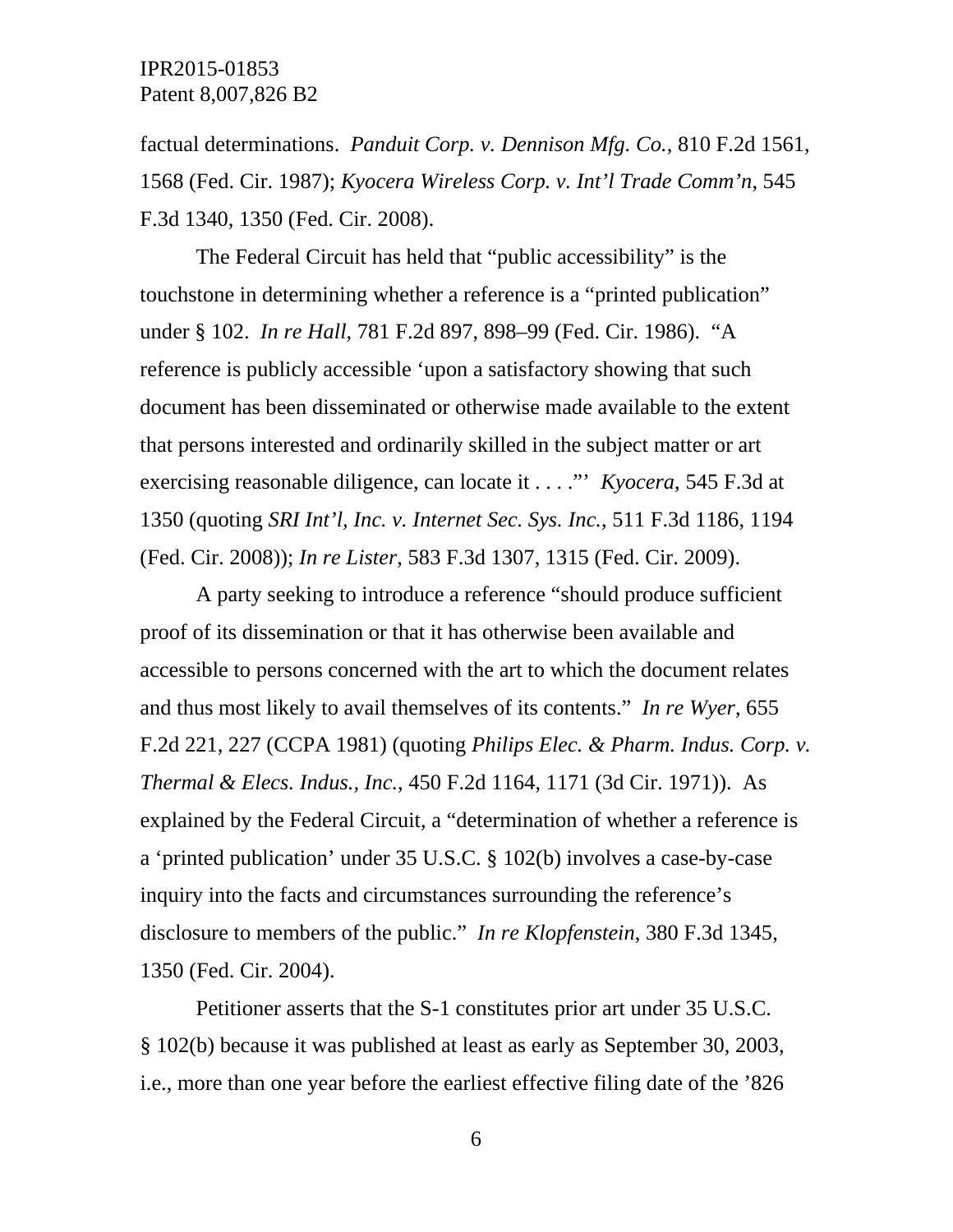factual determinations. *Panduit Corp. v. Dennison Mfg. Co.*, 810 F.2d 1561, 1568 (Fed. Cir. 1987); *Kyocera Wireless Corp. v. Int'l Trade Comm'n*, 545 F.3d 1340, 1350 (Fed. Cir. 2008).

The Federal Circuit has held that "public accessibility" is the touchstone in determining whether a reference is a "printed publication" under § 102. *In re Hall*, 781 F.2d 897, 898–99 (Fed. Cir. 1986). "A reference is publicly accessible 'upon a satisfactory showing that such document has been disseminated or otherwise made available to the extent that persons interested and ordinarily skilled in the subject matter or art exercising reasonable diligence, can locate it . . . .''' *Kyocera*, 545 F.3d at 1350 (quoting *SRI Int'l, Inc. v. Internet Sec. Sys. Inc.*, 511 F.3d 1186, 1194 (Fed. Cir. 2008)); *In re Lister*, 583 F.3d 1307, 1315 (Fed. Cir. 2009).

A party seeking to introduce a reference "should produce sufficient proof of its dissemination or that it has otherwise been available and accessible to persons concerned with the art to which the document relates and thus most likely to avail themselves of its contents." *In re Wyer*, 655 F.2d 221, 227 (CCPA 1981) (quoting *Philips Elec. & Pharm. Indus. Corp. v. Thermal & Elecs. Indus., Inc.*, 450 F.2d 1164, 1171 (3d Cir. 1971)). As explained by the Federal Circuit, a "determination of whether a reference is a 'printed publication' under 35 U.S.C. § 102(b) involves a case-by-case inquiry into the facts and circumstances surrounding the reference's disclosure to members of the public." *In re Klopfenstein*, 380 F.3d 1345, 1350 (Fed. Cir. 2004).

Petitioner asserts that the S-1 constitutes prior art under 35 U.S.C. § 102(b) because it was published at least as early as September 30, 2003, i.e., more than one year before the earliest effective filing date of the '826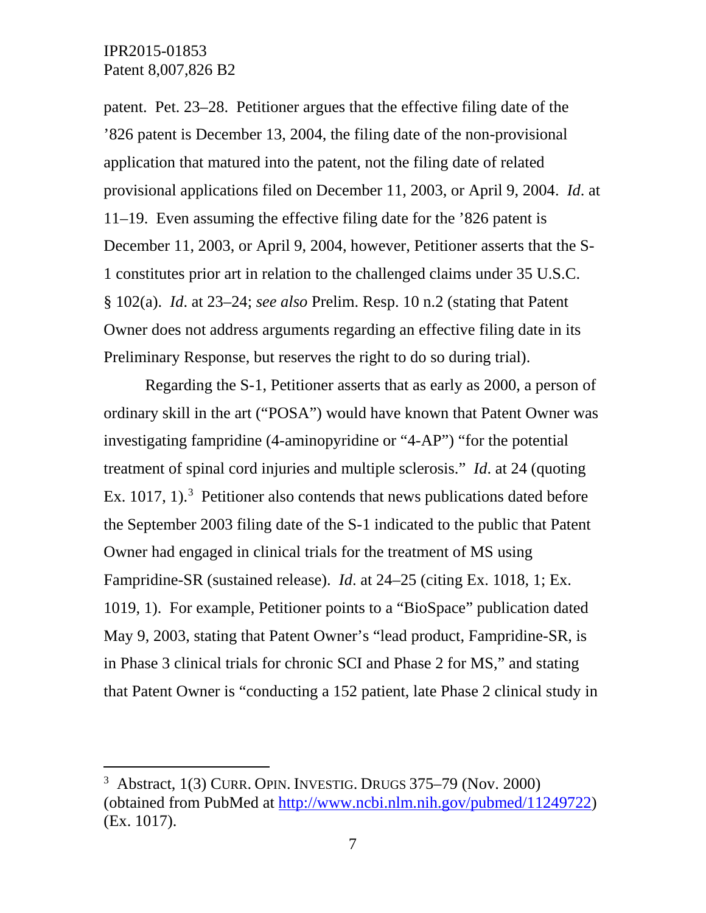patent. Pet. 23–28. Petitioner argues that the effective filing date of the '826 patent is December 13, 2004, the filing date of the non-provisional application that matured into the patent, not the filing date of related provisional applications filed on December 11, 2003, or April 9, 2004. *Id.* at 11–19. Even assuming the effective filing date for the '826 patent is December 11, 2003, or April 9, 2004, however, Petitioner asserts that the S-1 constitutes prior art in relation to the challenged claims under 35 U.S.C. § 102(a). *Id.* at 23–24; *see also* Prelim. Resp. 10 n.2 (stating that Patent Owner does not address arguments regarding an effective filing date in its Preliminary Response, but reserves the right to do so during trial).

Regarding the S-1, Petitioner asserts that as early as 2000, a person of ordinary skill in the art ("POSA") would have known that Patent Owner was investigating fampridine (4-aminopyridine or "4-AP") "for the potential treatment of spinal cord injuries and multiple sclerosis." *Id.* at 24 (quoting Ex. 1017, 1).[3] Petitioner also contends that news publications dated before the September 2003 filing date of the S-1 indicated to the public that Patent Owner had engaged in clinical trials for the treatment of MS using Fampridine-SR (sustained release). *Id.* at 24–25 (citing Ex. 1018, 1; Ex. 1019, 1). For example, Petitioner points to a "BioSpace" publication dated May 9, 2003, stating that Patent Owner's "lead product, Fampridine-SR, is in Phase 3 clinical trials for chronic SCI and Phase 2 for MS," and stating that Patent Owner is "conducting a 152 patient, late Phase 2 clinical study in

---

[3] Abstract, 1(3) CURR. OPIN. INVESTIG. DRUGS 375–79 (Nov. 2000) (obtained from PubMed at http://www.ncbi.nlm.nih.gov/pubmed/11249722) (Ex. 1017).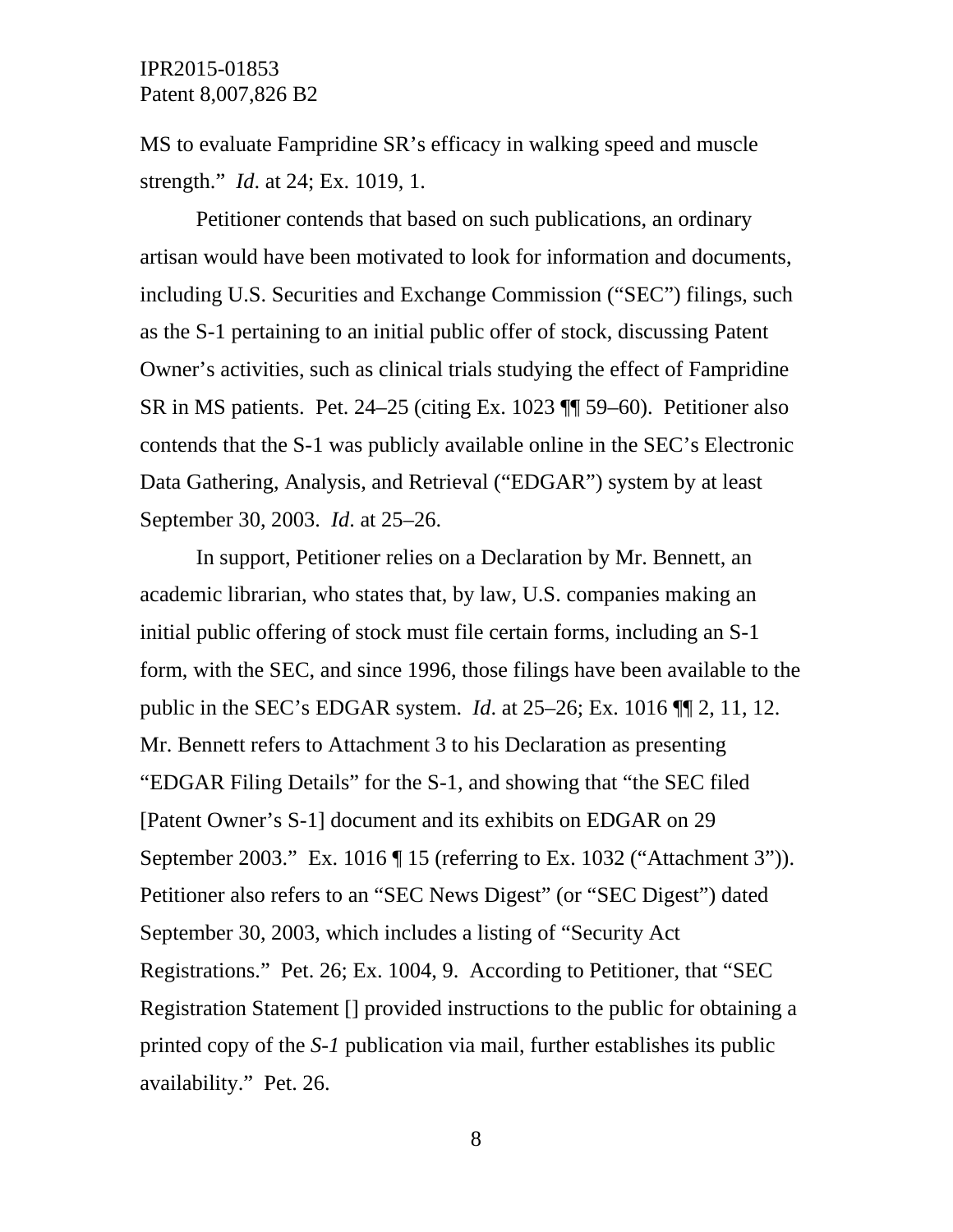MS to evaluate Fampridine SR's efficacy in walking speed and muscle strength." *Id*. at 24; Ex. 1019, 1.

Petitioner contends that based on such publications, an ordinary artisan would have been motivated to look for information and documents, including U.S. Securities and Exchange Commission ("SEC") filings, such as the S-1 pertaining to an initial public offer of stock, discussing Patent Owner's activities, such as clinical trials studying the effect of Fampridine SR in MS patients. Pet. 24–25 (citing Ex. 1023 ¶¶ 59–60). Petitioner also contends that the S-1 was publicly available online in the SEC's Electronic Data Gathering, Analysis, and Retrieval ("EDGAR") system by at least September 30, 2003. *Id*. at 25–26.

In support, Petitioner relies on a Declaration by Mr. Bennett, an academic librarian, who states that, by law, U.S. companies making an initial public offering of stock must file certain forms, including an S-1 form, with the SEC, and since 1996, those filings have been available to the public in the SEC's EDGAR system. *Id*. at 25–26; Ex. 1016 ¶¶ 2, 11, 12. Mr. Bennett refers to Attachment 3 to his Declaration as presenting "EDGAR Filing Details" for the S-1, and showing that "the SEC filed [Patent Owner's S-1] document and its exhibits on EDGAR on 29 September 2003." Ex. 1016 ¶ 15 (referring to Ex. 1032 ("Attachment 3")). Petitioner also refers to an "SEC News Digest" (or "SEC Digest") dated September 30, 2003, which includes a listing of "Security Act Registrations." Pet. 26; Ex. 1004, 9. According to Petitioner, that "SEC Registration Statement [] provided instructions to the public for obtaining a printed copy of the *S-1* publication via mail, further establishes its public availability." Pet. 26.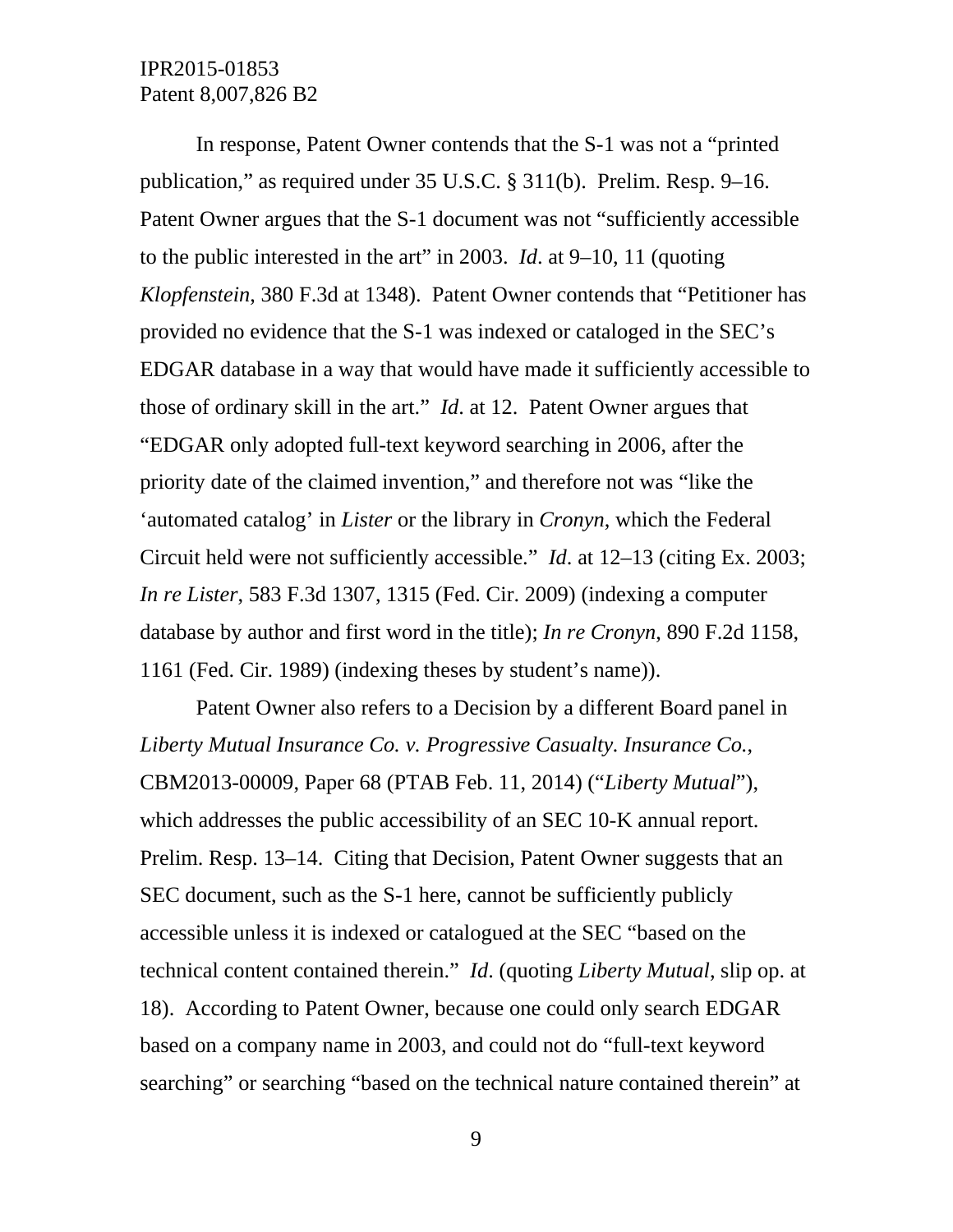In response, Patent Owner contends that the S-1 was not a "printed publication," as required under 35 U.S.C. § 311(b). Prelim. Resp. 9–16. Patent Owner argues that the S-1 document was not "sufficiently accessible to the public interested in the art" in 2003. *Id*. at 9–10, 11 (quoting *Klopfenstein*, 380 F.3d at 1348). Patent Owner contends that "Petitioner has provided no evidence that the S-1 was indexed or cataloged in the SEC's EDGAR database in a way that would have made it sufficiently accessible to those of ordinary skill in the art." *Id*. at 12. Patent Owner argues that "EDGAR only adopted full-text keyword searching in 2006, after the priority date of the claimed invention," and therefore not was "like the 'automated catalog' in *Lister* or the library in *Cronyn*, which the Federal Circuit held were not sufficiently accessible." *Id*. at 12–13 (citing Ex. 2003; *In re Lister*, 583 F.3d 1307, 1315 (Fed. Cir. 2009) (indexing a computer database by author and first word in the title); *In re Cronyn*, 890 F.2d 1158, 1161 (Fed. Cir. 1989) (indexing theses by student's name)).

Patent Owner also refers to a Decision by a different Board panel in *Liberty Mutual Insurance Co. v. Progressive Casualty. Insurance Co.*, CBM2013-00009, Paper 68 (PTAB Feb. 11, 2014) ("*Liberty Mutual*"), which addresses the public accessibility of an SEC 10-K annual report. Prelim. Resp. 13–14. Citing that Decision, Patent Owner suggests that an SEC document, such as the S-1 here, cannot be sufficiently publicly accessible unless it is indexed or catalogued at the SEC "based on the technical content contained therein." *Id*. (quoting *Liberty Mutual*, slip op. at 18). According to Patent Owner, because one could only search EDGAR based on a company name in 2003, and could not do "full-text keyword searching" or searching "based on the technical nature contained therein" at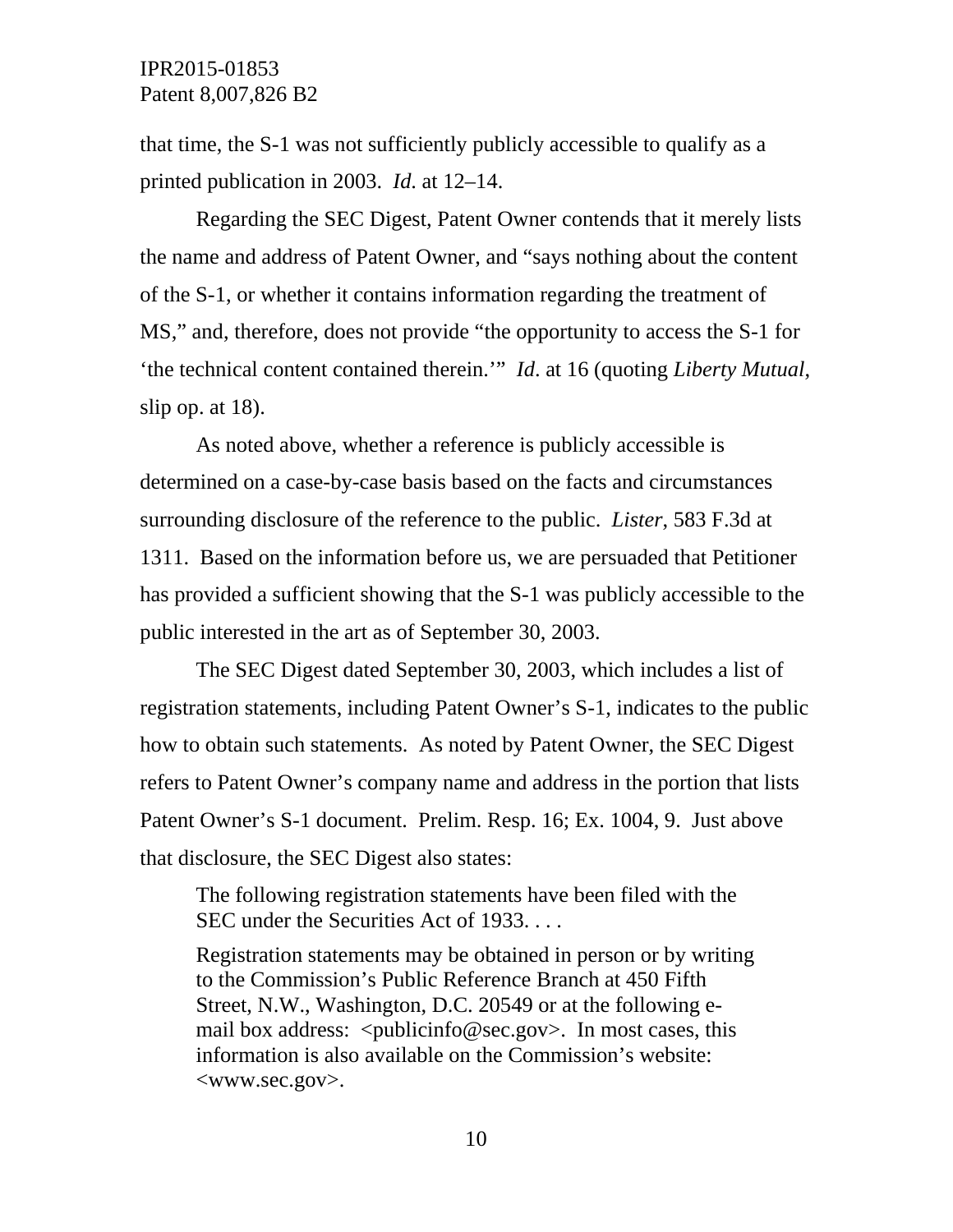that time, the S-1 was not sufficiently publicly accessible to qualify as a printed publication in 2003. *Id.* at 12–14.

Regarding the SEC Digest, Patent Owner contends that it merely lists the name and address of Patent Owner, and "says nothing about the content of the S-1, or whether it contains information regarding the treatment of MS," and, therefore, does not provide "the opportunity to access the S-1 for 'the technical content contained therein.'" *Id*. at 16 (quoting *Liberty Mutual*, slip op. at 18).

As noted above, whether a reference is publicly accessible is determined on a case-by-case basis based on the facts and circumstances surrounding disclosure of the reference to the public. *Lister*, 583 F.3d at 1311. Based on the information before us, we are persuaded that Petitioner has provided a sufficient showing that the S-1 was publicly accessible to the public interested in the art as of September 30, 2003.

The SEC Digest dated September 30, 2003, which includes a list of registration statements, including Patent Owner's S-1, indicates to the public how to obtain such statements. As noted by Patent Owner, the SEC Digest refers to Patent Owner's company name and address in the portion that lists Patent Owner's S-1 document. Prelim. Resp. 16; Ex. 1004, 9. Just above that disclosure, the SEC Digest also states:

> The following registration statements have been filed with the SEC under the Securities Act of 1933. . . .
>
> Registration statements may be obtained in person or by writing to the Commission's Public Reference Branch at 450 Fifth Street, N.W., Washington, D.C. 20549 or at the following e-mail box address: <publicinfo@sec.gov>. In most cases, this information is also available on the Commission's website: <www.sec.gov>.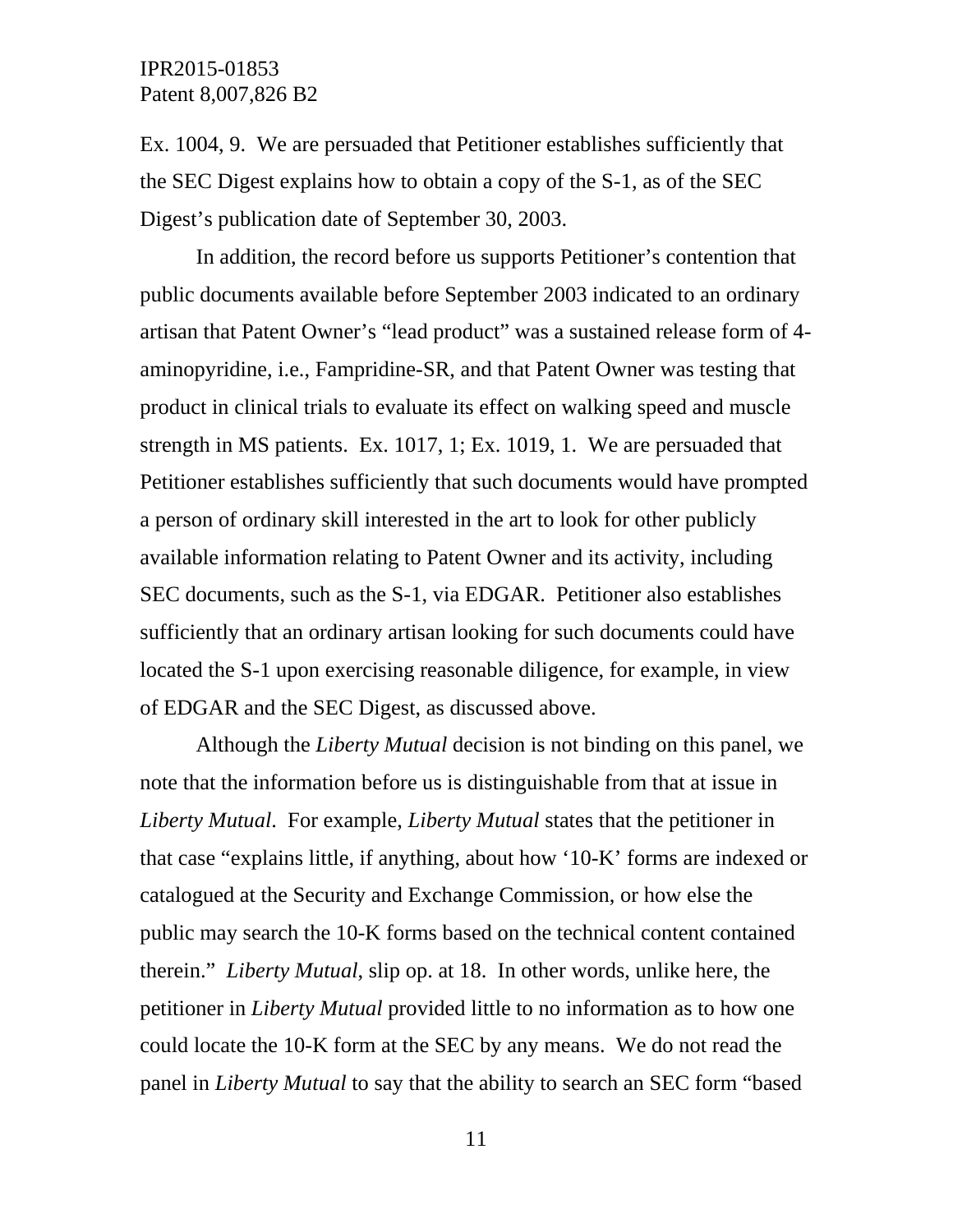Ex. 1004, 9. We are persuaded that Petitioner establishes sufficiently that the SEC Digest explains how to obtain a copy of the S-1, as of the SEC Digest's publication date of September 30, 2003.

In addition, the record before us supports Petitioner's contention that public documents available before September 2003 indicated to an ordinary artisan that Patent Owner's "lead product" was a sustained release form of 4-aminopyridine, i.e., Fampridine-SR, and that Patent Owner was testing that product in clinical trials to evaluate its effect on walking speed and muscle strength in MS patients. Ex. 1017, 1; Ex. 1019, 1. We are persuaded that Petitioner establishes sufficiently that such documents would have prompted a person of ordinary skill interested in the art to look for other publicly available information relating to Patent Owner and its activity, including SEC documents, such as the S-1, via EDGAR. Petitioner also establishes sufficiently that an ordinary artisan looking for such documents could have located the S-1 upon exercising reasonable diligence, for example, in view of EDGAR and the SEC Digest, as discussed above.

Although the *Liberty Mutual* decision is not binding on this panel, we note that the information before us is distinguishable from that at issue in *Liberty Mutual*. For example, *Liberty Mutual* states that the petitioner in that case "explains little, if anything, about how '10-K' forms are indexed or catalogued at the Security and Exchange Commission, or how else the public may search the 10-K forms based on the technical content contained therein." *Liberty Mutual*, slip op. at 18. In other words, unlike here, the petitioner in *Liberty Mutual* provided little to no information as to how one could locate the 10-K form at the SEC by any means. We do not read the panel in *Liberty Mutual* to say that the ability to search an SEC form "based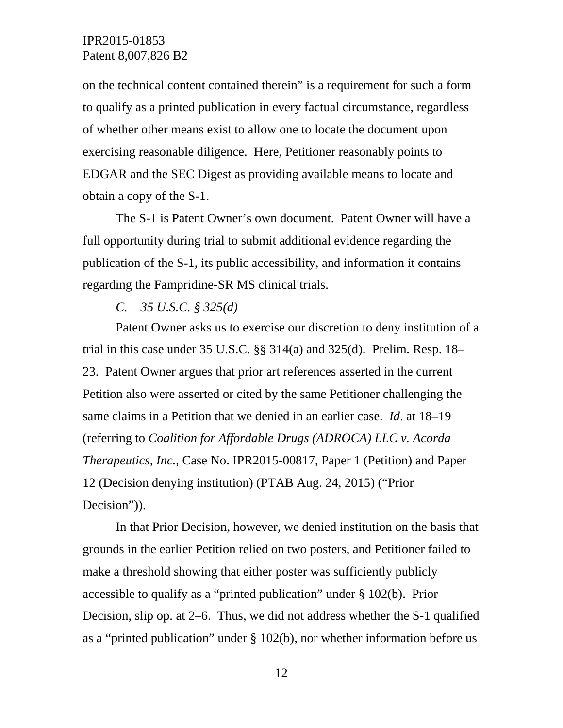on the technical content contained therein" is a requirement for such a form to qualify as a printed publication in every factual circumstance, regardless of whether other means exist to allow one to locate the document upon exercising reasonable diligence. Here, Petitioner reasonably points to EDGAR and the SEC Digest as providing available means to locate and obtain a copy of the S-1.

The S-1 is Patent Owner's own document. Patent Owner will have a full opportunity during trial to submit additional evidence regarding the publication of the S-1, its public accessibility, and information it contains regarding the Fampridine-SR MS clinical trials.

### *C. 35 U.S.C. § 325(d)*

Patent Owner asks us to exercise our discretion to deny institution of a trial in this case under 35 U.S.C. §§ 314(a) and 325(d). Prelim. Resp. 18–23. Patent Owner argues that prior art references asserted in the current Petition also were asserted or cited by the same Petitioner challenging the same claims in a Petition that we denied in an earlier case. *Id*. at 18–19 (referring to *Coalition for Affordable Drugs (ADROCA) LLC v. Acorda Therapeutics, Inc.*, Case No. IPR2015-00817, Paper 1 (Petition) and Paper 12 (Decision denying institution) (PTAB Aug. 24, 2015) ("Prior Decision")).

In that Prior Decision, however, we denied institution on the basis that grounds in the earlier Petition relied on two posters, and Petitioner failed to make a threshold showing that either poster was sufficiently publicly accessible to qualify as a "printed publication" under § 102(b). Prior Decision, slip op. at 2–6. Thus, we did not address whether the S-1 qualified as a "printed publication" under § 102(b), nor whether information before us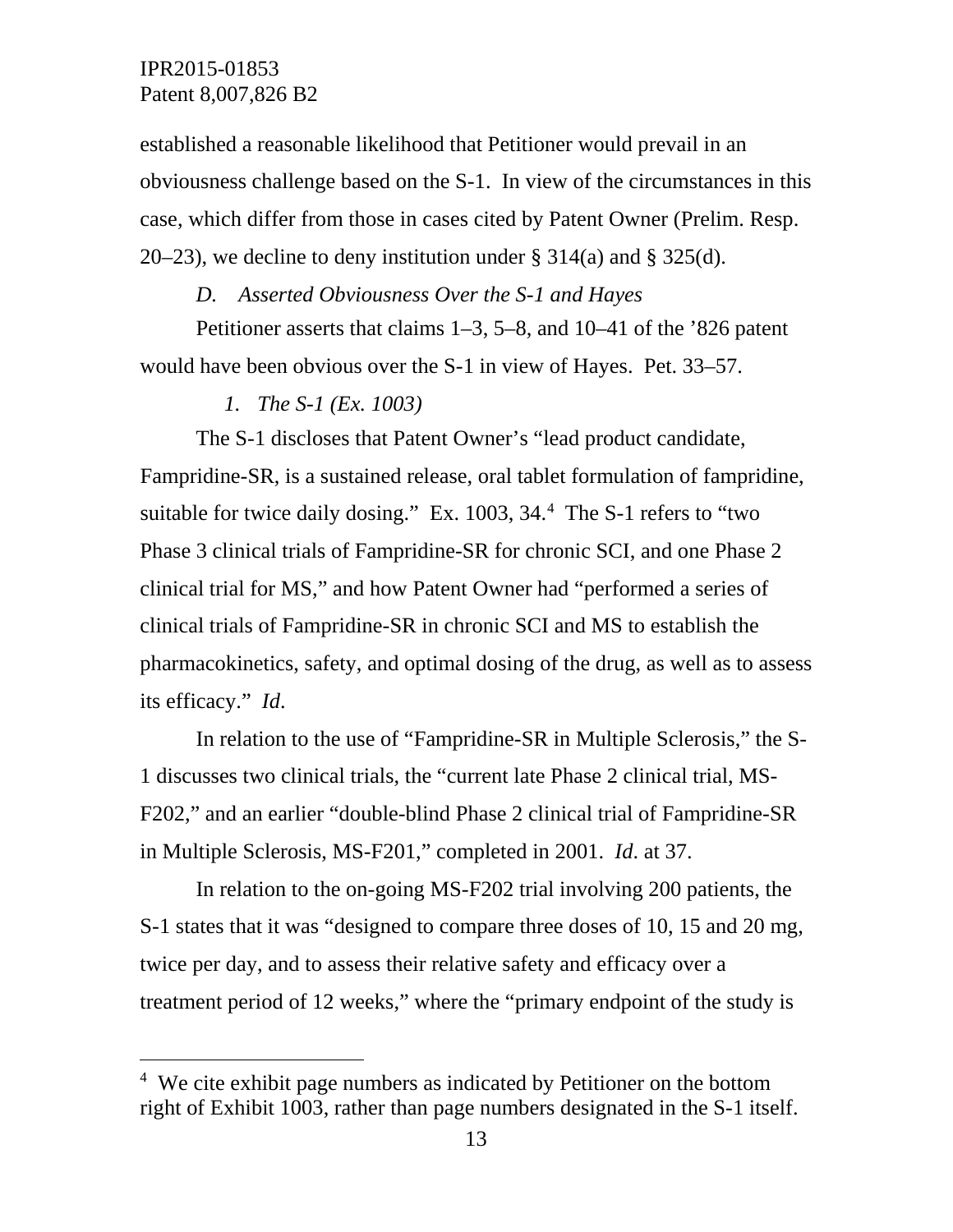established a reasonable likelihood that Petitioner would prevail in an obviousness challenge based on the S-1. In view of the circumstances in this case, which differ from those in cases cited by Patent Owner (Prelim. Resp. 20–23), we decline to deny institution under § 314(a) and § 325(d).

### *D. Asserted Obviousness Over the S-1 and Hayes*

Petitioner asserts that claims 1–3, 5–8, and 10–41 of the ’826 patent would have been obvious over the S-1 in view of Hayes. Pet. 33–57.

#### *1. The S-1 (Ex. 1003)*

The S-1 discloses that Patent Owner’s “lead product candidate, Fampridine-SR, is a sustained release, oral tablet formulation of fampridine, suitable for twice daily dosing.” Ex. 1003, 34.[4] The S-1 refers to “two Phase 3 clinical trials of Fampridine-SR for chronic SCI, and one Phase 2 clinical trial for MS,” and how Patent Owner had “performed a series of clinical trials of Fampridine-SR in chronic SCI and MS to establish the pharmacokinetics, safety, and optimal dosing of the drug, as well as to assess its efficacy.” *Id*.

In relation to the use of “Fampridine-SR in Multiple Sclerosis,” the S-1 discusses two clinical trials, the “current late Phase 2 clinical trial, MS-F202,” and an earlier “double-blind Phase 2 clinical trial of Fampridine-SR in Multiple Sclerosis, MS-F201,” completed in 2001. *Id*. at 37.

In relation to the on-going MS-F202 trial involving 200 patients, the S-1 states that it was “designed to compare three doses of 10, 15 and 20 mg, twice per day, and to assess their relative safety and efficacy over a treatment period of 12 weeks,” where the “primary endpoint of the study is

---

[4] We cite exhibit page numbers as indicated by Petitioner on the bottom right of Exhibit 1003, rather than page numbers designated in the S-1 itself.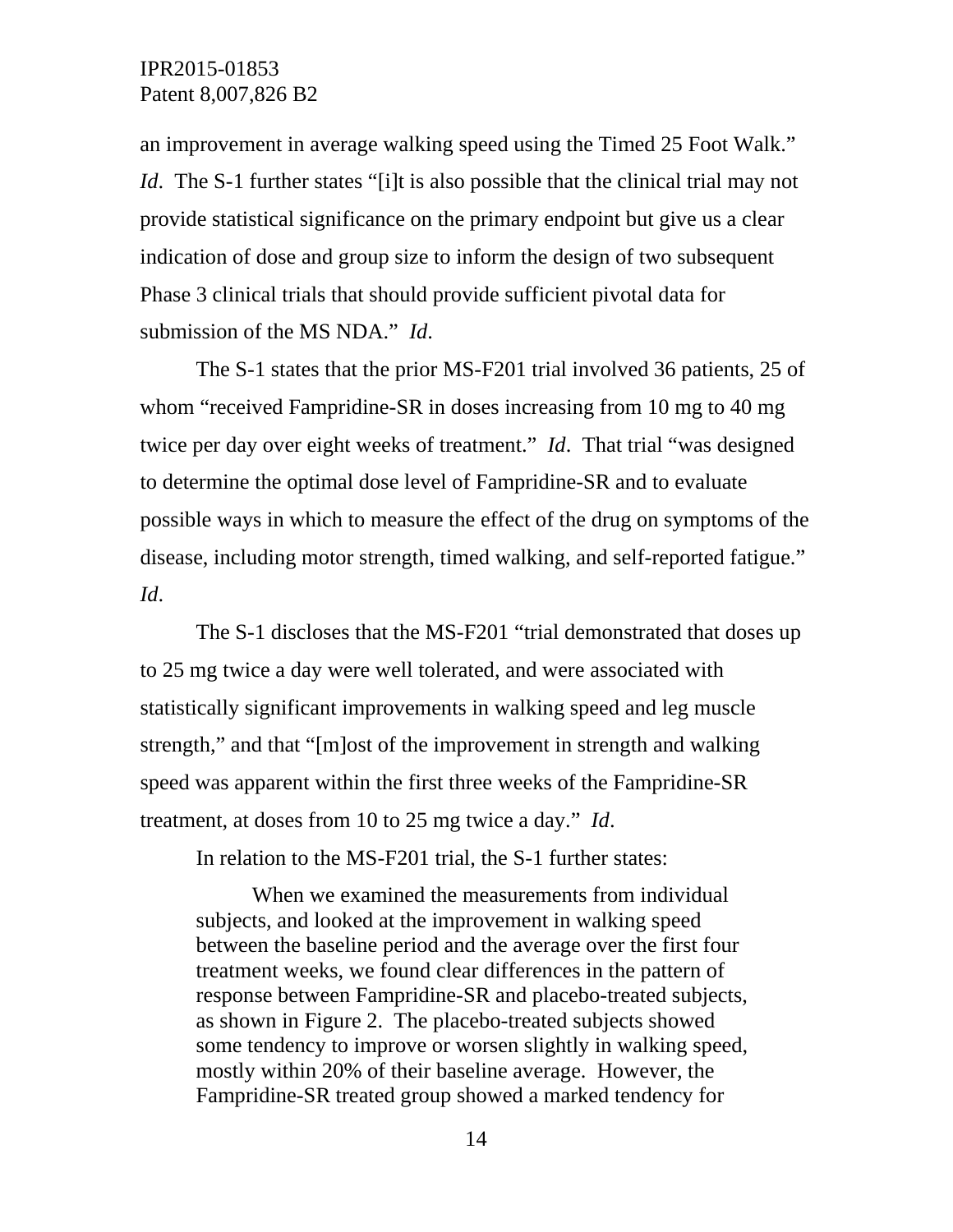an improvement in average walking speed using the Timed 25 Foot Walk." *Id*. The S-1 further states "[i]t is also possible that the clinical trial may not provide statistical significance on the primary endpoint but give us a clear indication of dose and group size to inform the design of two subsequent Phase 3 clinical trials that should provide sufficient pivotal data for submission of the MS NDA." *Id*.

The S-1 states that the prior MS-F201 trial involved 36 patients, 25 of whom "received Fampridine-SR in doses increasing from 10 mg to 40 mg twice per day over eight weeks of treatment." *Id*. That trial "was designed to determine the optimal dose level of Fampridine-SR and to evaluate possible ways in which to measure the effect of the drug on symptoms of the disease, including motor strength, timed walking, and self-reported fatigue." *Id*.

The S-1 discloses that the MS-F201 "trial demonstrated that doses up to 25 mg twice a day were well tolerated, and were associated with statistically significant improvements in walking speed and leg muscle strength," and that "[m]ost of the improvement in strength and walking speed was apparent within the first three weeks of the Fampridine-SR treatment, at doses from 10 to 25 mg twice a day." *Id*.

In relation to the MS-F201 trial, the S-1 further states:

> When we examined the measurements from individual subjects, and looked at the improvement in walking speed between the baseline period and the average over the first four treatment weeks, we found clear differences in the pattern of response between Fampridine-SR and placebo-treated subjects, as shown in Figure 2. The placebo-treated subjects showed some tendency to improve or worsen slightly in walking speed, mostly within 20% of their baseline average. However, the Fampridine-SR treated group showed a marked tendency for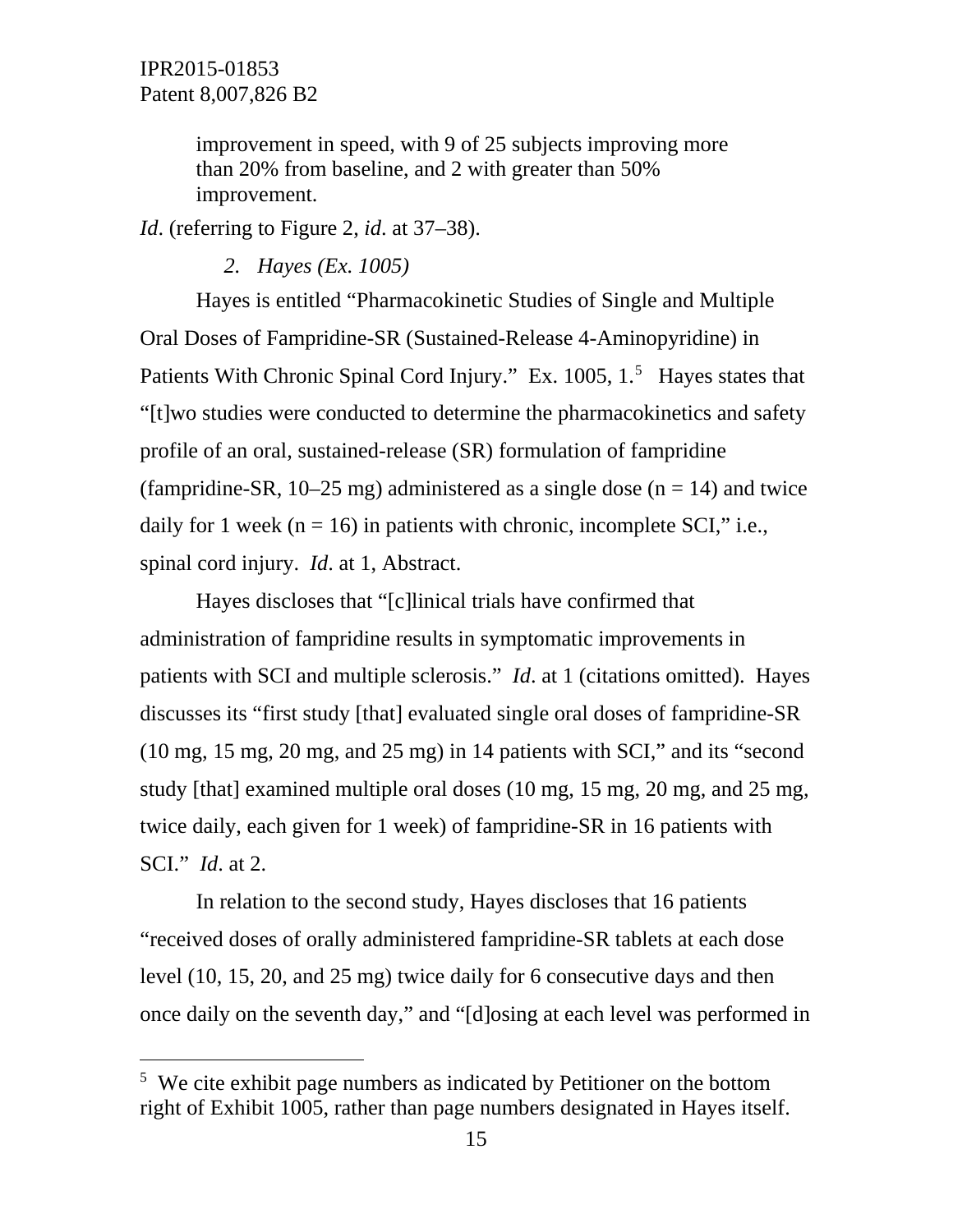> improvement in speed, with 9 of 25 subjects improving more than 20% from baseline, and 2 with greater than 50% improvement.

*Id*. (referring to Figure 2, *id*. at 37–38).

*2. Hayes (Ex. 1005)*

Hayes is entitled "Pharmacokinetic Studies of Single and Multiple Oral Doses of Fampridine-SR (Sustained-Release 4-Aminopyridine) in Patients With Chronic Spinal Cord Injury." Ex. 1005, 1.[5] Hayes states that "[t]wo studies were conducted to determine the pharmacokinetics and safety profile of an oral, sustained-release (SR) formulation of fampridine (fampridine-SR, 10–25 mg) administered as a single dose (n = 14) and twice daily for 1 week (n = 16) in patients with chronic, incomplete SCI," i.e., spinal cord injury. *Id*. at 1, Abstract.

Hayes discloses that "[c]linical trials have confirmed that administration of fampridine results in symptomatic improvements in patients with SCI and multiple sclerosis." *Id*. at 1 (citations omitted). Hayes discusses its "first study [that] evaluated single oral doses of fampridine-SR (10 mg, 15 mg, 20 mg, and 25 mg) in 14 patients with SCI," and its "second study [that] examined multiple oral doses (10 mg, 15 mg, 20 mg, and 25 mg, twice daily, each given for 1 week) of fampridine-SR in 16 patients with SCI." *Id*. at 2.

In relation to the second study, Hayes discloses that 16 patients "received doses of orally administered fampridine-SR tablets at each dose level (10, 15, 20, and 25 mg) twice daily for 6 consecutive days and then once daily on the seventh day," and "[d]osing at each level was performed in

[5] We cite exhibit page numbers as indicated by Petitioner on the bottom right of Exhibit 1005, rather than page numbers designated in Hayes itself.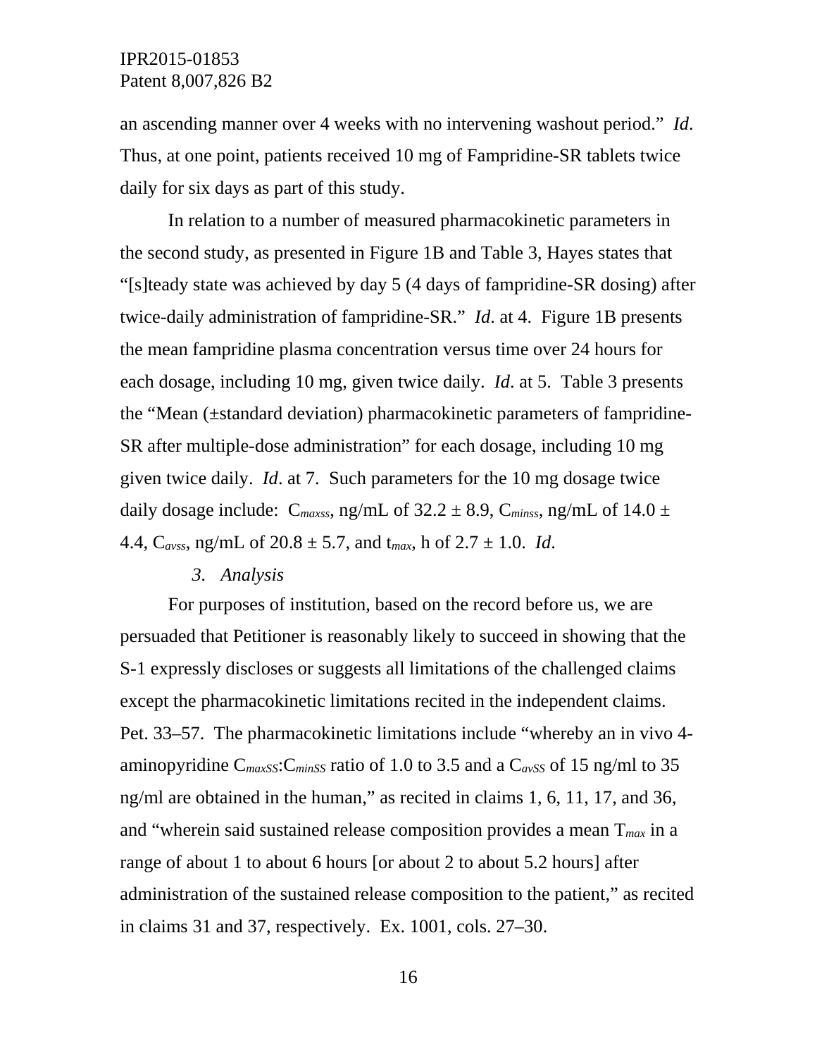an ascending manner over 4 weeks with no intervening washout period." *Id*. Thus, at one point, patients received 10 mg of Fampridine-SR tablets twice daily for six days as part of this study.

In relation to a number of measured pharmacokinetic parameters in the second study, as presented in Figure 1B and Table 3, Hayes states that "[s]teady state was achieved by day 5 (4 days of fampridine-SR dosing) after twice-daily administration of fampridine-SR." *Id*. at 4. Figure 1B presents the mean fampridine plasma concentration versus time over 24 hours for each dosage, including 10 mg, given twice daily. *Id*. at 5. Table 3 presents the "Mean (±standard deviation) pharmacokinetic parameters of fampridine-SR after multiple-dose administration" for each dosage, including 10 mg given twice daily. *Id*. at 7. Such parameters for the 10 mg dosage twice daily dosage include: $C_{maxss}$, ng/mL of 32.2 ± 8.9, $C_{minss}$, ng/mL of 14.0 ± 4.4, $C_{avss}$, ng/mL of 20.8 ± 5.7, and $t_{max}$, h of 2.7 ± 1.0. *Id*.

### *3. Analysis*

For purposes of institution, based on the record before us, we are persuaded that Petitioner is reasonably likely to succeed in showing that the S-1 expressly discloses or suggests all limitations of the challenged claims except the pharmacokinetic limitations recited in the independent claims. Pet. 33–57. The pharmacokinetic limitations include "whereby an in vivo 4-aminopyridine $C_{maxSS}$:$C_{minSS}$ ratio of 1.0 to 3.5 and a $C_{avSS}$ of 15 ng/ml to 35 ng/ml are obtained in the human," as recited in claims 1, 6, 11, 17, and 36, and "wherein said sustained release composition provides a mean $T_{max}$ in a range of about 1 to about 6 hours [or about 2 to about 5.2 hours] after administration of the sustained release composition to the patient," as recited in claims 31 and 37, respectively. Ex. 1001, cols. 27–30.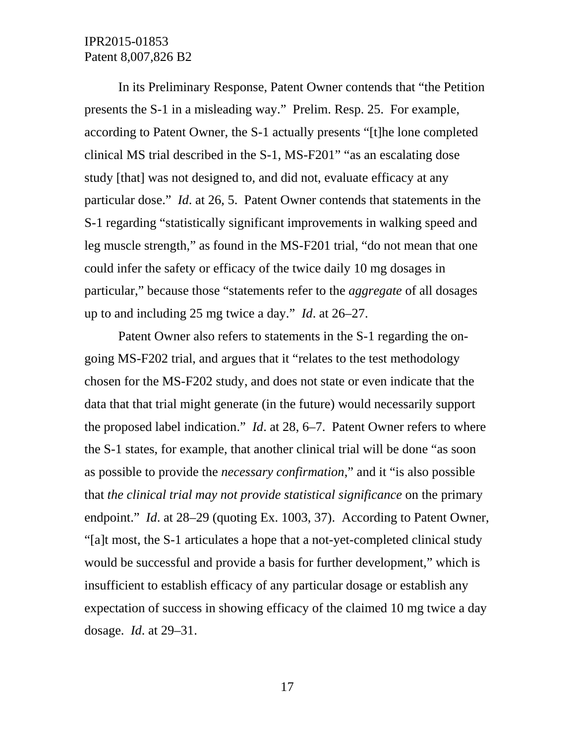In its Preliminary Response, Patent Owner contends that "the Petition presents the S-1 in a misleading way." Prelim. Resp. 25. For example, according to Patent Owner, the S-1 actually presents "[t]he lone completed clinical MS trial described in the S-1, MS-F201" "as an escalating dose study [that] was not designed to, and did not, evaluate efficacy at any particular dose." *Id*. at 26, 5. Patent Owner contends that statements in the S-1 regarding "statistically significant improvements in walking speed and leg muscle strength," as found in the MS-F201 trial, "do not mean that one could infer the safety or efficacy of the twice daily 10 mg dosages in particular," because those "statements refer to the *aggregate* of all dosages up to and including 25 mg twice a day." *Id*. at 26–27.

Patent Owner also refers to statements in the S-1 regarding the on-going MS-F202 trial, and argues that it "relates to the test methodology chosen for the MS-F202 study, and does not state or even indicate that the data that that trial might generate (in the future) would necessarily support the proposed label indication." *Id*. at 28, 6–7. Patent Owner refers to where the S-1 states, for example, that another clinical trial will be done "as soon as possible to provide the *necessary confirmation*," and it "is also possible that *the clinical trial may not provide statistical significance* on the primary endpoint." *Id*. at 28–29 (quoting Ex. 1003, 37). According to Patent Owner, "[a]t most, the S-1 articulates a hope that a not-yet-completed clinical study would be successful and provide a basis for further development," which is insufficient to establish efficacy of any particular dosage or establish any expectation of success in showing efficacy of the claimed 10 mg twice a day dosage. *Id*. at 29–31.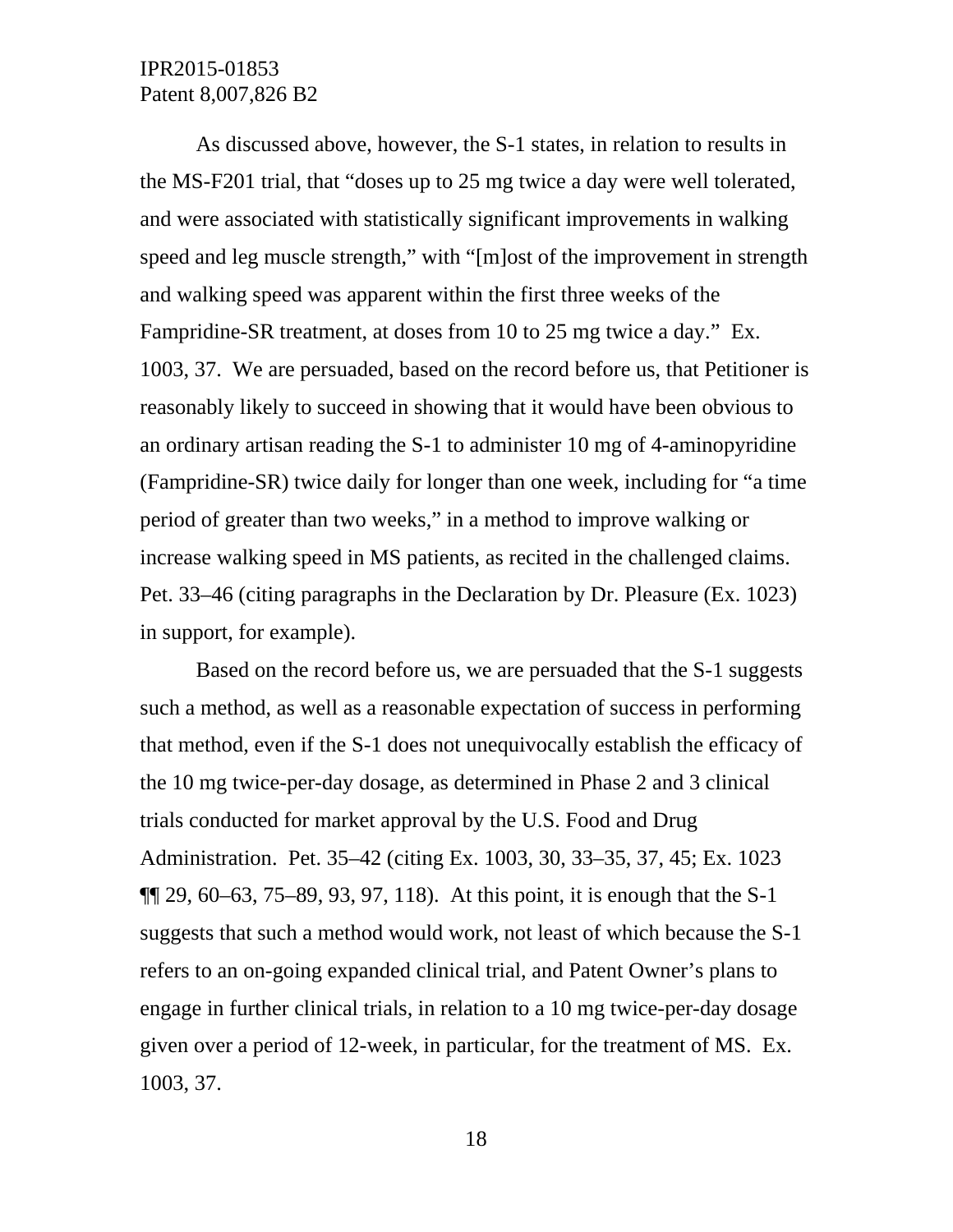As discussed above, however, the S-1 states, in relation to results in the MS-F201 trial, that "doses up to 25 mg twice a day were well tolerated, and were associated with statistically significant improvements in walking speed and leg muscle strength," with "[m]ost of the improvement in strength and walking speed was apparent within the first three weeks of the Fampridine-SR treatment, at doses from 10 to 25 mg twice a day." Ex. 1003, 37. We are persuaded, based on the record before us, that Petitioner is reasonably likely to succeed in showing that it would have been obvious to an ordinary artisan reading the S-1 to administer 10 mg of 4-aminopyridine (Fampridine-SR) twice daily for longer than one week, including for "a time period of greater than two weeks," in a method to improve walking or increase walking speed in MS patients, as recited in the challenged claims. Pet. 33–46 (citing paragraphs in the Declaration by Dr. Pleasure (Ex. 1023) in support, for example).

Based on the record before us, we are persuaded that the S-1 suggests such a method, as well as a reasonable expectation of success in performing that method, even if the S-1 does not unequivocally establish the efficacy of the 10 mg twice-per-day dosage, as determined in Phase 2 and 3 clinical trials conducted for market approval by the U.S. Food and Drug Administration. Pet. 35–42 (citing Ex. 1003, 30, 33–35, 37, 45; Ex. 1023 ¶¶ 29, 60–63, 75–89, 93, 97, 118). At this point, it is enough that the S-1 suggests that such a method would work, not least of which because the S-1 refers to an on-going expanded clinical trial, and Patent Owner's plans to engage in further clinical trials, in relation to a 10 mg twice-per-day dosage given over a period of 12-week, in particular, for the treatment of MS. Ex. 1003, 37.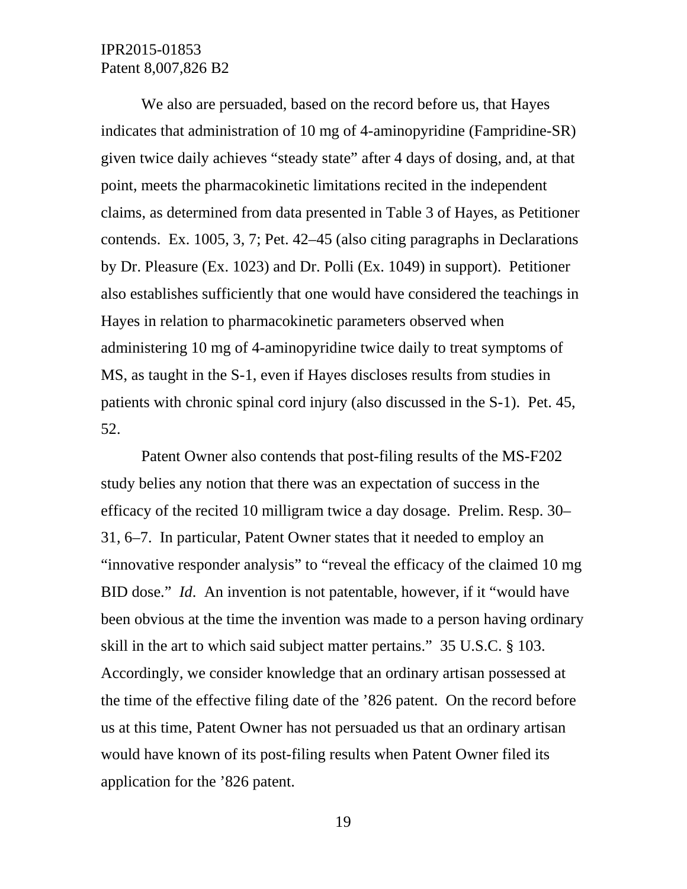We also are persuaded, based on the record before us, that Hayes indicates that administration of 10 mg of 4-aminopyridine (Fampridine-SR) given twice daily achieves "steady state" after 4 days of dosing, and, at that point, meets the pharmacokinetic limitations recited in the independent claims, as determined from data presented in Table 3 of Hayes, as Petitioner contends. Ex. 1005, 3, 7; Pet. 42–45 (also citing paragraphs in Declarations by Dr. Pleasure (Ex. 1023) and Dr. Polli (Ex. 1049) in support). Petitioner also establishes sufficiently that one would have considered the teachings in Hayes in relation to pharmacokinetic parameters observed when administering 10 mg of 4-aminopyridine twice daily to treat symptoms of MS, as taught in the S-1, even if Hayes discloses results from studies in patients with chronic spinal cord injury (also discussed in the S-1). Pet. 45, 52.

Patent Owner also contends that post-filing results of the MS-F202 study belies any notion that there was an expectation of success in the efficacy of the recited 10 milligram twice a day dosage. Prelim. Resp. 30–31, 6–7. In particular, Patent Owner states that it needed to employ an "innovative responder analysis" to "reveal the efficacy of the claimed 10 mg BID dose." *Id*. An invention is not patentable, however, if it "would have been obvious at the time the invention was made to a person having ordinary skill in the art to which said subject matter pertains." 35 U.S.C. § 103. Accordingly, we consider knowledge that an ordinary artisan possessed at the time of the effective filing date of the '826 patent. On the record before us at this time, Patent Owner has not persuaded us that an ordinary artisan would have known of its post-filing results when Patent Owner filed its application for the '826 patent.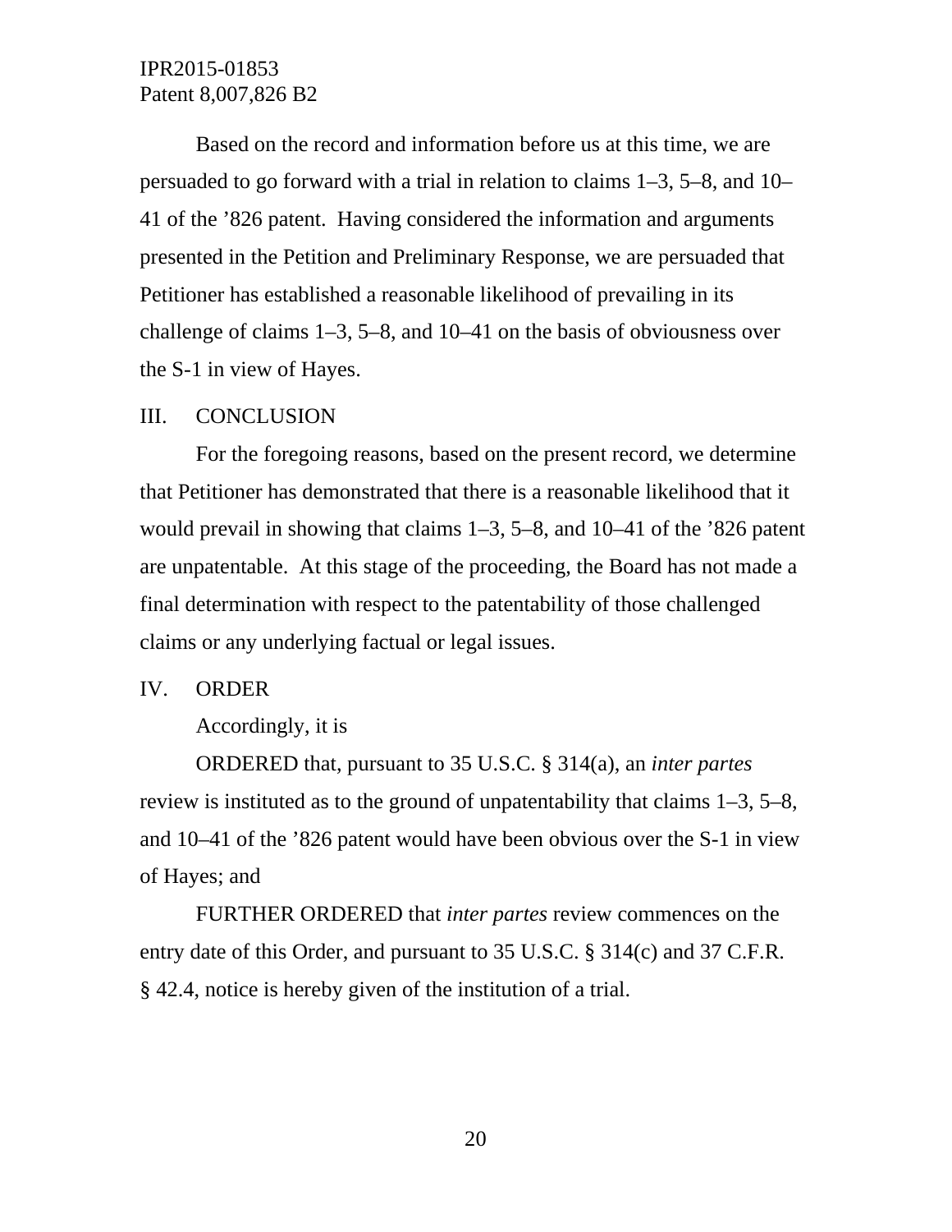Based on the record and information before us at this time, we are persuaded to go forward with a trial in relation to claims 1–3, 5–8, and 10–41 of the ’826 patent. Having considered the information and arguments presented in the Petition and Preliminary Response, we are persuaded that Petitioner has established a reasonable likelihood of prevailing in its challenge of claims 1–3, 5–8, and 10–41 on the basis of obviousness over the S-1 in view of Hayes.

## III. CONCLUSION

For the foregoing reasons, based on the present record, we determine that Petitioner has demonstrated that there is a reasonable likelihood that it would prevail in showing that claims 1–3, 5–8, and 10–41 of the ’826 patent are unpatentable. At this stage of the proceeding, the Board has not made a final determination with respect to the patentability of those challenged claims or any underlying factual or legal issues.

## IV. ORDER

Accordingly, it is

ORDERED that, pursuant to 35 U.S.C. § 314(a), an *inter partes* review is instituted as to the ground of unpatentability that claims 1–3, 5–8, and 10–41 of the ’826 patent would have been obvious over the S-1 in view of Hayes; and

FURTHER ORDERED that *inter partes* review commences on the entry date of this Order, and pursuant to 35 U.S.C. § 314(c) and 37 C.F.R. § 42.4, notice is hereby given of the institution of a trial.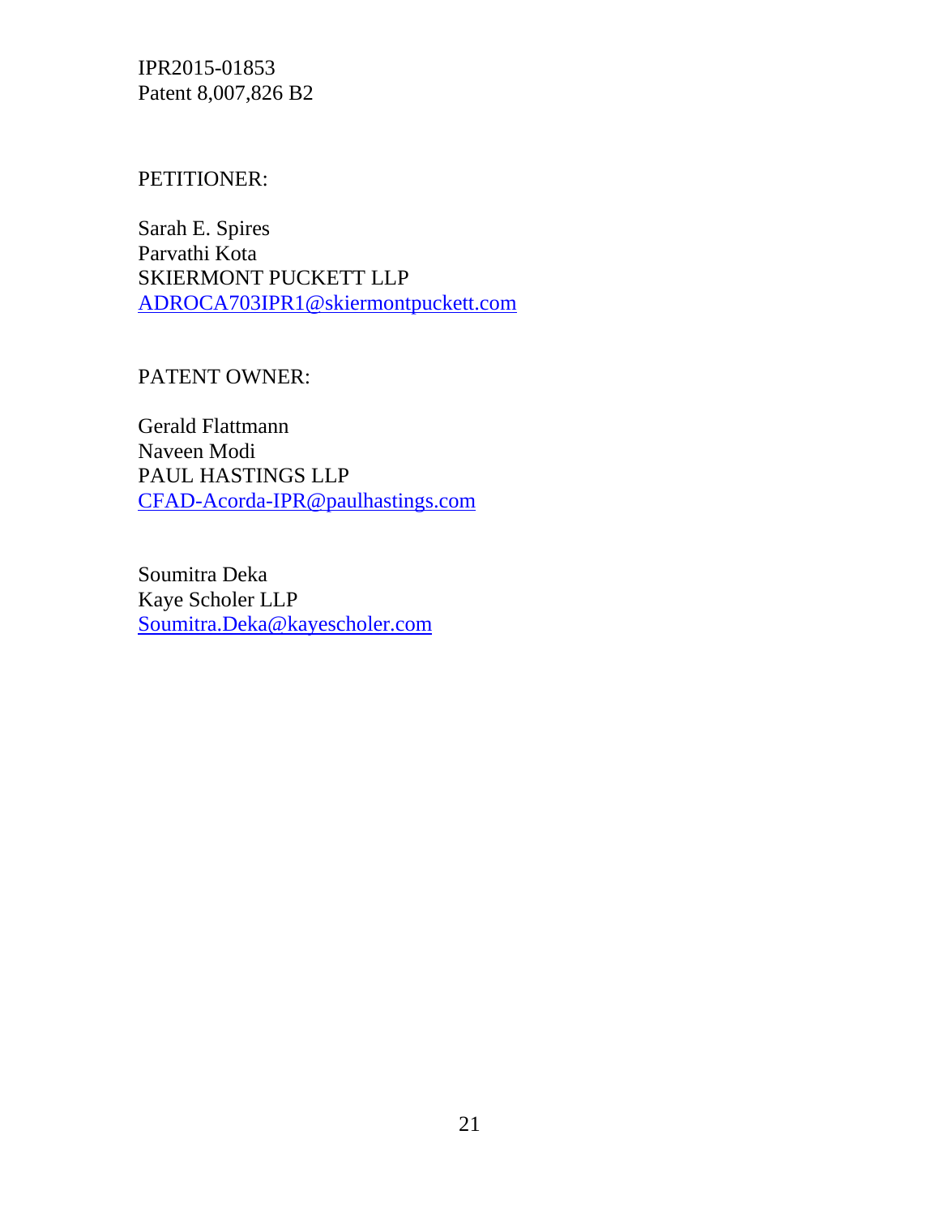IPR2015-01853
Patent 8,007,826 B2

PETITIONER:

Sarah E. Spires
Parvathi Kota
SKIERMONT PUCKETT LLP
ADROCA703IPR1@skiermontpuckett.com

PATENT OWNER:

Gerald Flattmann
Naveen Modi
PAUL HASTINGS LLP
CFAD-Acorda-IPR@paulhastings.com

Soumitra Deka
Kaye Scholer LLP
Soumitra.Deka@kayescholer.com